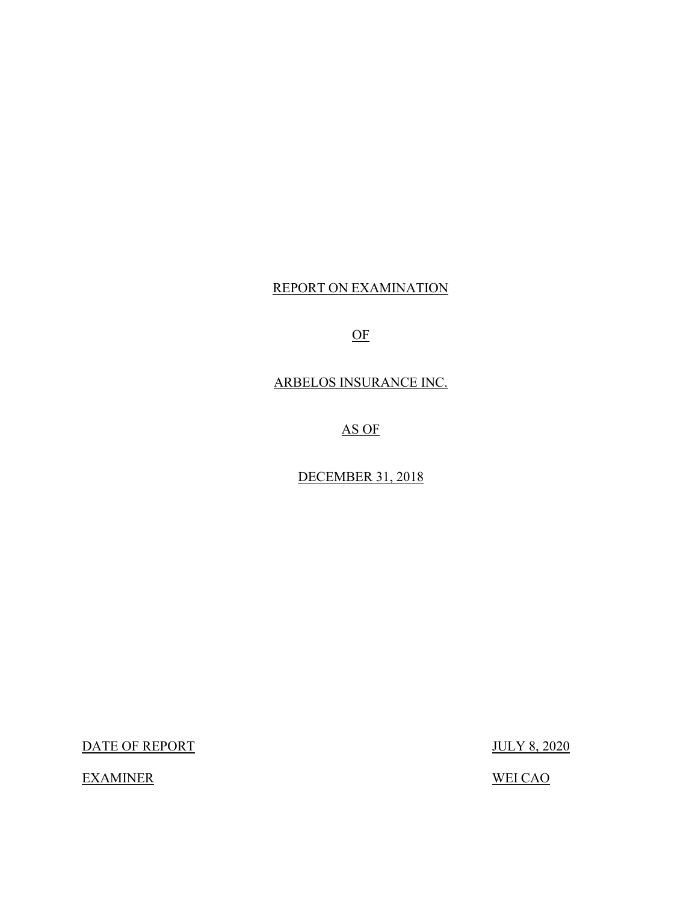REPORT ON EXAMINATION

OF

ARBELOS INSURANCE INC.

AS OF

DECEMBER 31, 2018

| DATE OF REPORT | JULY 8, 2020 |
| --- | --- |
| EXAMINER | WEI CAO |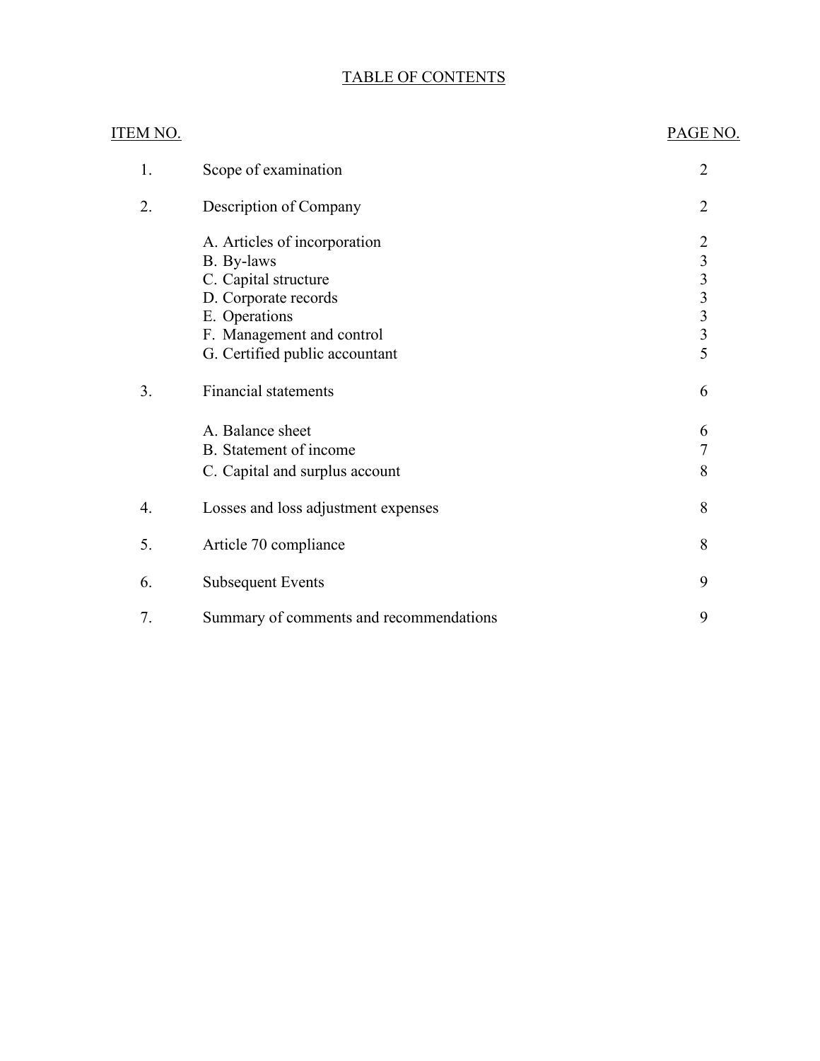# TABLE OF CONTENTS

| ITEM NO. | | PAGE NO. |
|---|---|---|
| 1. | Scope of examination | 2 |
| 2. | Description of Company | 2 |
| | A. Articles of incorporation | 2 |
| | B. By-laws | 3 |
| | C. Capital structure | 3 |
| | D. Corporate records | 3 |
| | E. Operations | 3 |
| | F. Management and control | 3 |
| | G. Certified public accountant | 5 |
| 3. | Financial statements | 6 |
| | A. Balance sheet | 6 |
| | B. Statement of income | 7 |
| | C. Capital and surplus account | 8 |
| 4. | Losses and loss adjustment expenses | 8 |
| 5. | Article 70 compliance | 8 |
| 6. | Subsequent Events | 9 |
| 7. | Summary of comments and recommendations | 9 |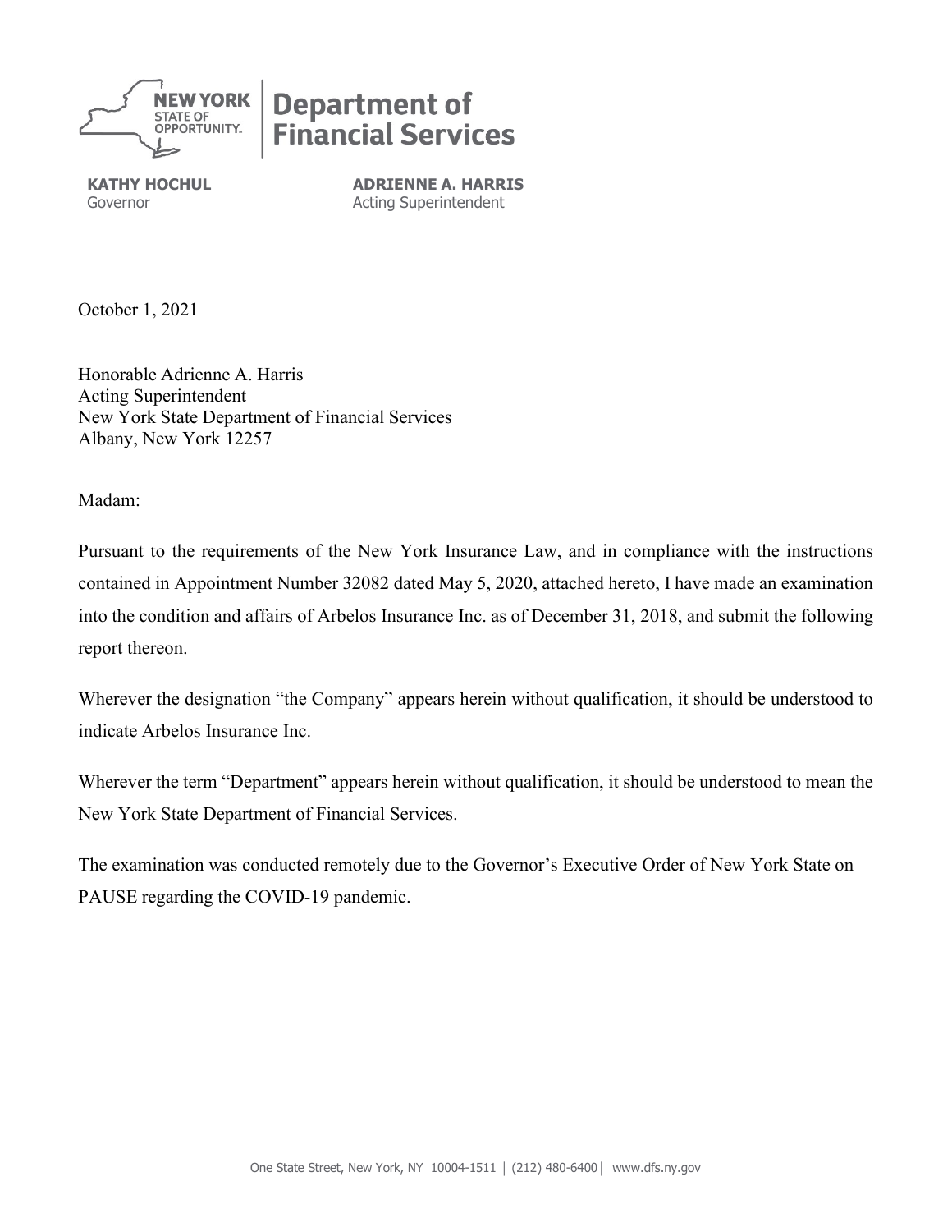**NEW YORK** STATE OF OPPORTUNITY. | **Department of Financial Services**

**KATHY HOCHUL**
Governor

**ADRIENNE A. HARRIS**
Acting Superintendent

October 1, 2021

Honorable Adrienne A. Harris
Acting Superintendent
New York State Department of Financial Services
Albany, New York 12257

Madam:

Pursuant to the requirements of the New York Insurance Law, and in compliance with the instructions contained in Appointment Number 32082 dated May 5, 2020, attached hereto, I have made an examination into the condition and affairs of Arbelos Insurance Inc. as of December 31, 2018, and submit the following report thereon.

Wherever the designation "the Company" appears herein without qualification, it should be understood to indicate Arbelos Insurance Inc.

Wherever the term "Department" appears herein without qualification, it should be understood to mean the New York State Department of Financial Services.

The examination was conducted remotely due to the Governor's Executive Order of New York State on PAUSE regarding the COVID-19 pandemic.

One State Street, New York, NY 10004-1511 | (212) 480-6400 | www.dfs.ny.gov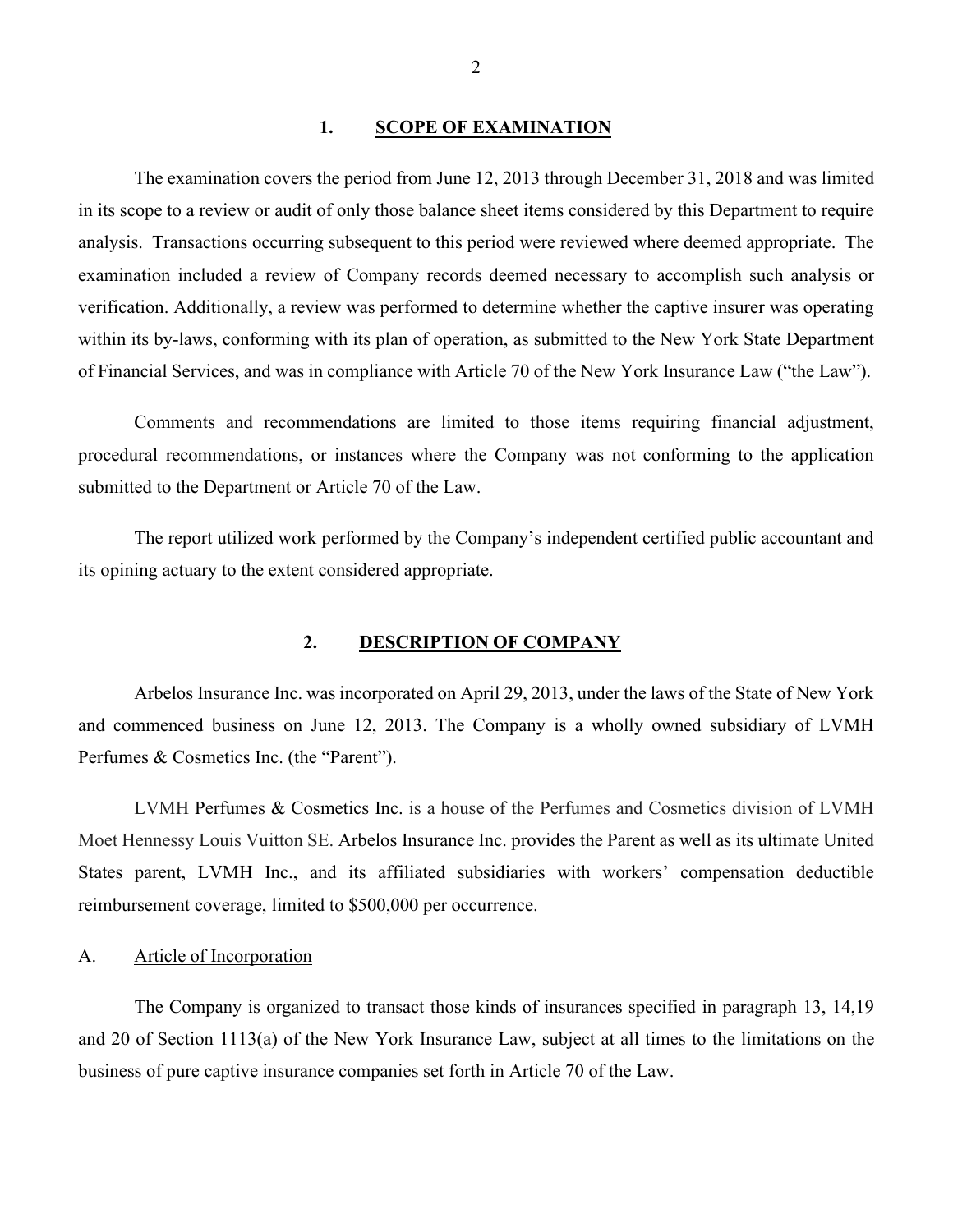## 1. SCOPE OF EXAMINATION

The examination covers the period from June 12, 2013 through December 31, 2018 and was limited in its scope to a review or audit of only those balance sheet items considered by this Department to require analysis. Transactions occurring subsequent to this period were reviewed where deemed appropriate. The examination included a review of Company records deemed necessary to accomplish such analysis or verification. Additionally, a review was performed to determine whether the captive insurer was operating within its by-laws, conforming with its plan of operation, as submitted to the New York State Department of Financial Services, and was in compliance with Article 70 of the New York Insurance Law ("the Law").

Comments and recommendations are limited to those items requiring financial adjustment, procedural recommendations, or instances where the Company was not conforming to the application submitted to the Department or Article 70 of the Law.

The report utilized work performed by the Company's independent certified public accountant and its opining actuary to the extent considered appropriate.

## 2. DESCRIPTION OF COMPANY

Arbelos Insurance Inc. was incorporated on April 29, 2013, under the laws of the State of New York and commenced business on June 12, 2013. The Company is a wholly owned subsidiary of LVMH Perfumes & Cosmetics Inc. (the "Parent").

LVMH Perfumes & Cosmetics Inc. is a house of the Perfumes and Cosmetics division of LVMH Moet Hennessy Louis Vuitton SE. Arbelos Insurance Inc. provides the Parent as well as its ultimate United States parent, LVMH Inc., and its affiliated subsidiaries with workers' compensation deductible reimbursement coverage, limited to $500,000 per occurrence.

### A. Article of Incorporation

The Company is organized to transact those kinds of insurances specified in paragraph 13, 14,19 and 20 of Section 1113(a) of the New York Insurance Law, subject at all times to the limitations on the business of pure captive insurance companies set forth in Article 70 of the Law.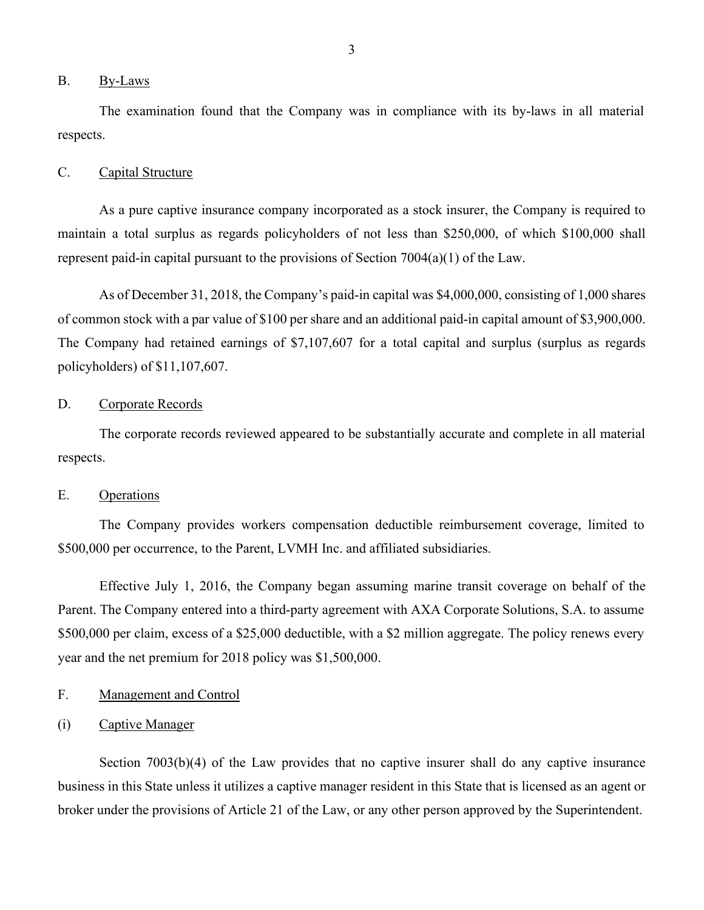## B. By-Laws

The examination found that the Company was in compliance with its by-laws in all material respects.

## C. Capital Structure

As a pure captive insurance company incorporated as a stock insurer, the Company is required to maintain a total surplus as regards policyholders of not less than $250,000, of which $100,000 shall represent paid-in capital pursuant to the provisions of Section 7004(a)(1) of the Law.

As of December 31, 2018, the Company's paid-in capital was $4,000,000, consisting of 1,000 shares of common stock with a par value of $100 per share and an additional paid-in capital amount of $3,900,000. The Company had retained earnings of $7,107,607 for a total capital and surplus (surplus as regards policyholders) of $11,107,607.

## D. Corporate Records

The corporate records reviewed appeared to be substantially accurate and complete in all material respects.

## E. Operations

The Company provides workers compensation deductible reimbursement coverage, limited to $500,000 per occurrence, to the Parent, LVMH Inc. and affiliated subsidiaries.

Effective July 1, 2016, the Company began assuming marine transit coverage on behalf of the Parent. The Company entered into a third-party agreement with AXA Corporate Solutions, S.A. to assume $500,000 per claim, excess of a $25,000 deductible, with a $2 million aggregate. The policy renews every year and the net premium for 2018 policy was $1,500,000.

## F. Management and Control

### (i) Captive Manager

Section 7003(b)(4) of the Law provides that no captive insurer shall do any captive insurance business in this State unless it utilizes a captive manager resident in this State that is licensed as an agent or broker under the provisions of Article 21 of the Law, or any other person approved by the Superintendent.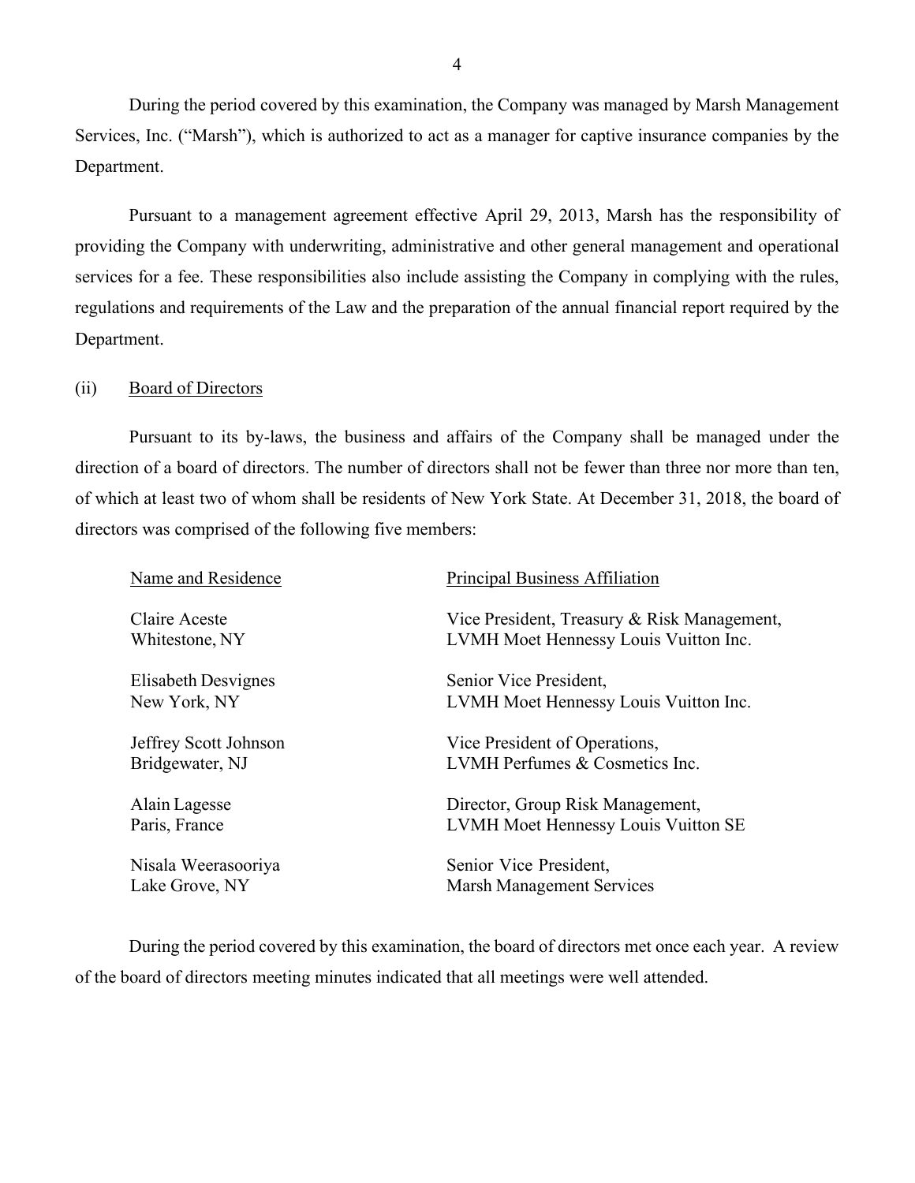During the period covered by this examination, the Company was managed by Marsh Management Services, Inc. ("Marsh"), which is authorized to act as a manager for captive insurance companies by the Department.

Pursuant to a management agreement effective April 29, 2013, Marsh has the responsibility of providing the Company with underwriting, administrative and other general management and operational services for a fee. These responsibilities also include assisting the Company in complying with the rules, regulations and requirements of the Law and the preparation of the annual financial report required by the Department.

(ii) Board of Directors

Pursuant to its by-laws, the business and affairs of the Company shall be managed under the direction of a board of directors. The number of directors shall not be fewer than three nor more than ten, of which at least two of whom shall be residents of New York State. At December 31, 2018, the board of directors was comprised of the following five members:

| Name and Residence | Principal Business Affiliation |
|---|---|
| Claire Aceste<br>Whitestone, NY | Vice President, Treasury & Risk Management,<br>LVMH Moet Hennessy Louis Vuitton Inc. |
| Elisabeth Desvignes<br>New York, NY | Senior Vice President,<br>LVMH Moet Hennessy Louis Vuitton Inc. |
| Jeffrey Scott Johnson<br>Bridgewater, NJ | Vice President of Operations,<br>LVMH Perfumes & Cosmetics Inc. |
| Alain Lagesse<br>Paris, France | Director, Group Risk Management,<br>LVMH Moet Hennessy Louis Vuitton SE |
| Nisala Weerasooriya<br>Lake Grove, NY | Senior Vice President,<br>Marsh Management Services |

During the period covered by this examination, the board of directors met once each year. A review of the board of directors meeting minutes indicated that all meetings were well attended.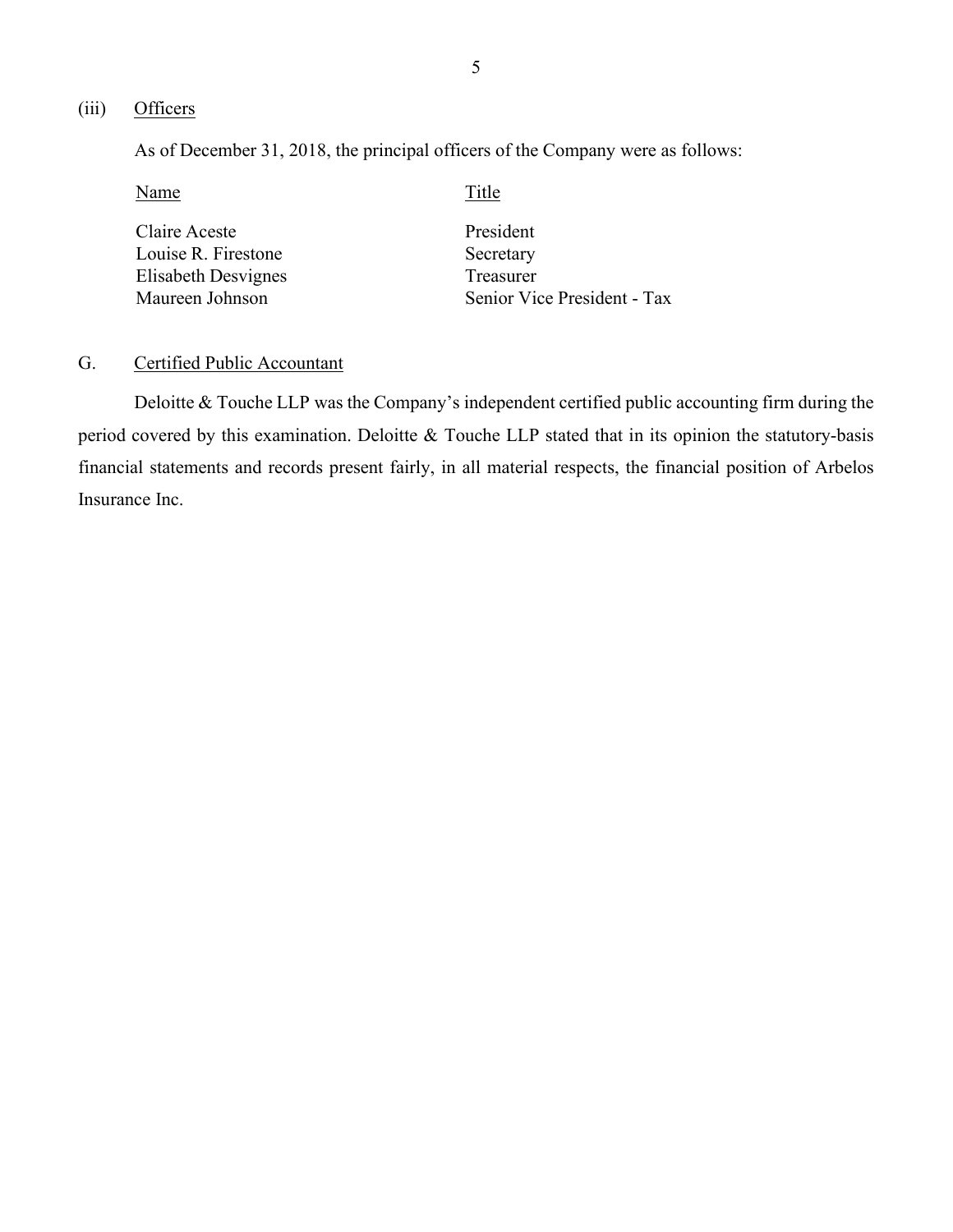### (iii) Officers

As of December 31, 2018, the principal officers of the Company were as follows:

| Name | Title |
|---|---|
| Claire Aceste | President |
| Louise R. Firestone | Secretary |
| Elisabeth Desvignes | Treasurer |
| Maureen Johnson | Senior Vice President - Tax |

## G. Certified Public Accountant

Deloitte & Touche LLP was the Company's independent certified public accounting firm during the period covered by this examination. Deloitte & Touche LLP stated that in its opinion the statutory-basis financial statements and records present fairly, in all material respects, the financial position of Arbelos Insurance Inc.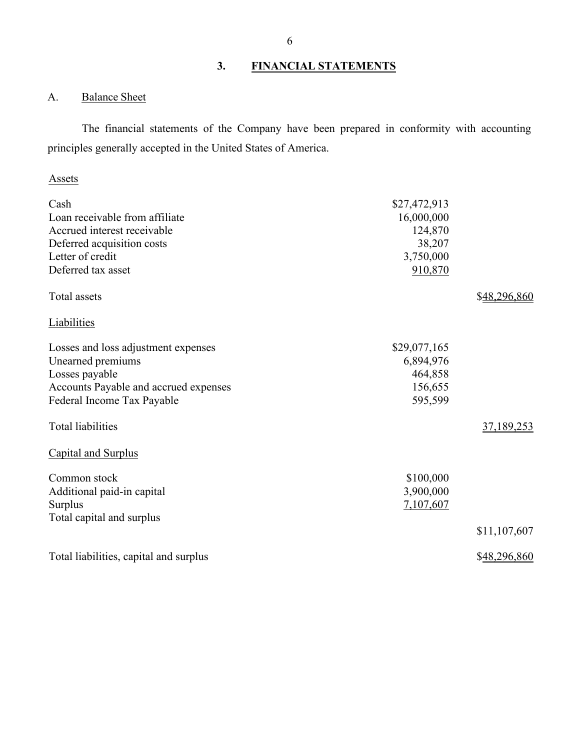## 3. FINANCIAL STATEMENTS

### A. Balance Sheet

The financial statements of the Company have been prepared in conformity with accounting principles generally accepted in the United States of America.

| | | |
|---|---|---|
| **Assets** | | |
| Cash | $27,472,913 | |
| Loan receivable from affiliate | 16,000,000 | |
| Accrued interest receivable | 124,870 | |
| Deferred acquisition costs | 38,207 | |
| Letter of credit | 3,750,000 | |
| Deferred tax asset | 910,870 | |
| Total assets | | $48,296,860 |
| **Liabilities** | | |
| Losses and loss adjustment expenses | $29,077,165 | |
| Unearned premiums | 6,894,976 | |
| Losses payable | 464,858 | |
| Accounts Payable and accrued expenses | 156,655 | |
| Federal Income Tax Payable | 595,599 | |
| Total liabilities | | 37,189,253 |
| **Capital and Surplus** | | |
| Common stock | $100,000 | |
| Additional paid-in capital | 3,900,000 | |
| Surplus | 7,107,607 | |
| Total capital and surplus | | $11,107,607 |
| Total liabilities, capital and surplus | | $48,296,860 |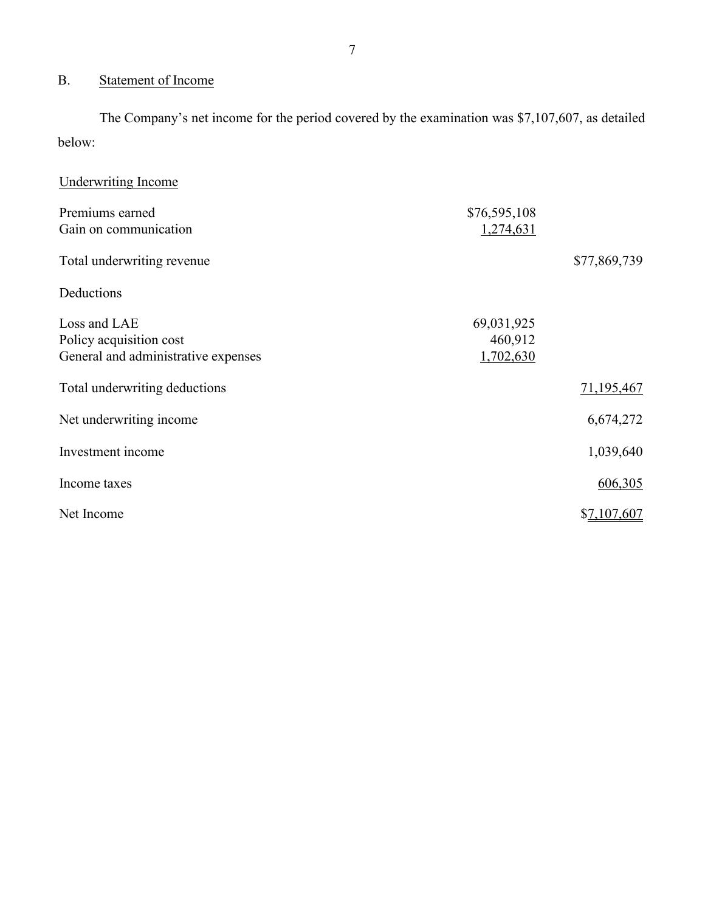## B. Statement of Income

The Company's net income for the period covered by the examination was $7,107,607, as detailed below:

| Underwriting Income | | |
|---|---|---|
| Premiums earned | $76,595,108 | |
| Gain on communication | 1,274,631 | |
| Total underwriting revenue | | $77,869,739 |
| Deductions | | |
| Loss and LAE | 69,031,925 | |
| Policy acquisition cost | 460,912 | |
| General and administrative expenses | 1,702,630 | |
| Total underwriting deductions | | 71,195,467 |
| Net underwriting income | | 6,674,272 |
| Investment income | | 1,039,640 |
| Income taxes | | 606,305 |
| Net Income | | $7,107,607 |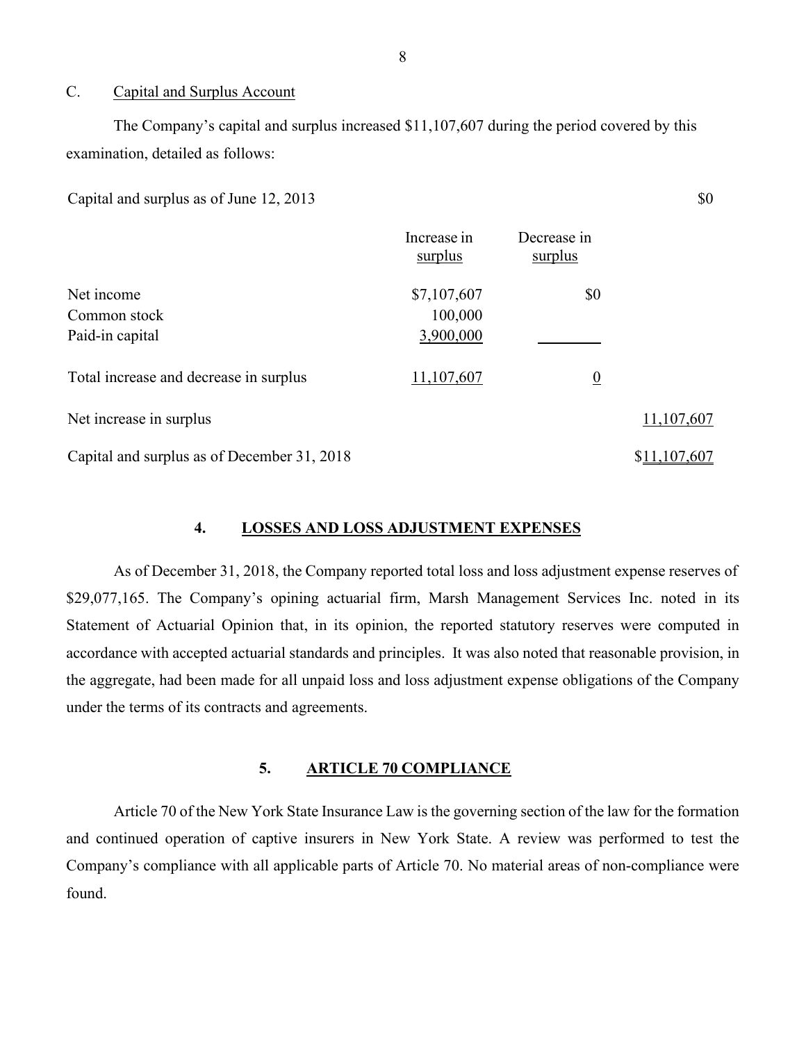C. Capital and Surplus Account

The Company's capital and surplus increased $11,107,607 during the period covered by this examination, detailed as follows:

| | Increase in surplus | Decrease in surplus | |
|---|---|---|---|
| Capital and surplus as of June 12, 2013 | | | $0 |
| Net income | $7,107,607 | $0 | |
| Common stock | 100,000 | | |
| Paid-in capital | 3,900,000 | | |
| Total increase and decrease in surplus | 11,107,607 | 0 | |
| Net increase in surplus | | | 11,107,607 |
| Capital and surplus as of December 31, 2018 | | | $11,107,607 |

## 4. LOSSES AND LOSS ADJUSTMENT EXPENSES

As of December 31, 2018, the Company reported total loss and loss adjustment expense reserves of $29,077,165. The Company's opining actuarial firm, Marsh Management Services Inc. noted in its Statement of Actuarial Opinion that, in its opinion, the reported statutory reserves were computed in accordance with accepted actuarial standards and principles. It was also noted that reasonable provision, in the aggregate, had been made for all unpaid loss and loss adjustment expense obligations of the Company under the terms of its contracts and agreements.

## 5. ARTICLE 70 COMPLIANCE

Article 70 of the New York State Insurance Law is the governing section of the law for the formation and continued operation of captive insurers in New York State. A review was performed to test the Company's compliance with all applicable parts of Article 70. No material areas of non-compliance were found.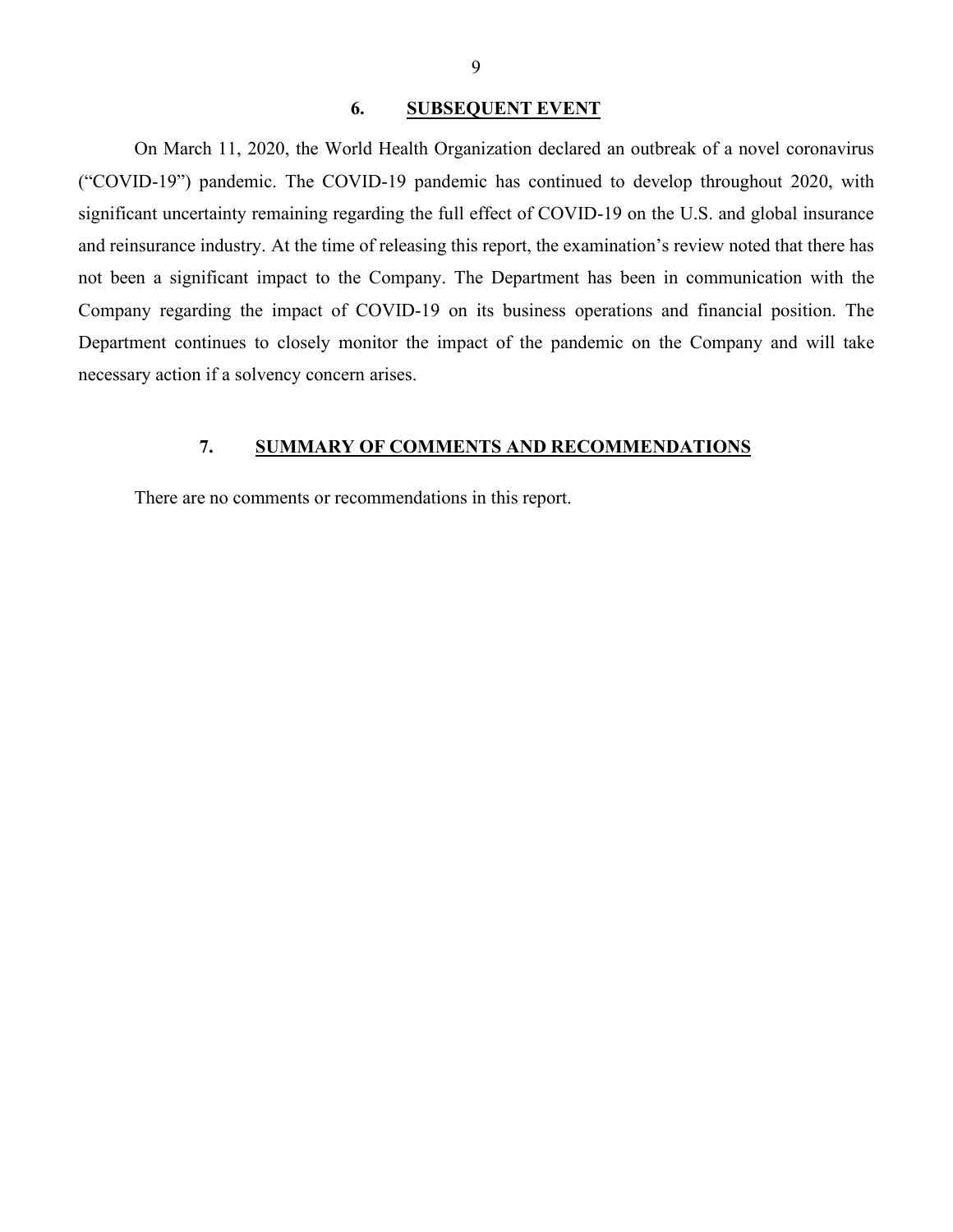## 6. SUBSEQUENT EVENT

On March 11, 2020, the World Health Organization declared an outbreak of a novel coronavirus ("COVID-19") pandemic. The COVID-19 pandemic has continued to develop throughout 2020, with significant uncertainty remaining regarding the full effect of COVID-19 on the U.S. and global insurance and reinsurance industry. At the time of releasing this report, the examination's review noted that there has not been a significant impact to the Company. The Department has been in communication with the Company regarding the impact of COVID-19 on its business operations and financial position. The Department continues to closely monitor the impact of the pandemic on the Company and will take necessary action if a solvency concern arises.

## 7. SUMMARY OF COMMENTS AND RECOMMENDATIONS

There are no comments or recommendations in this report.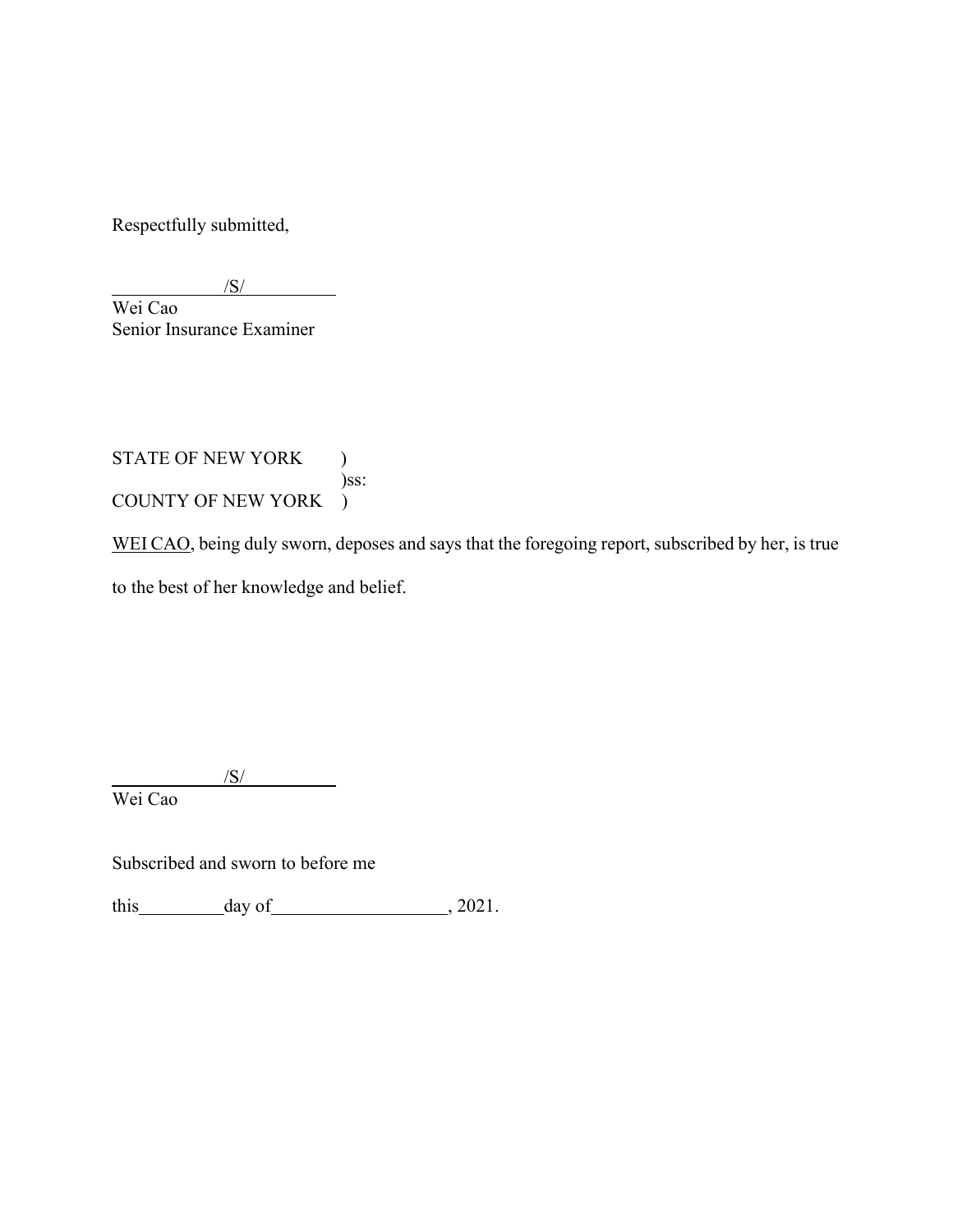Respectfully submitted,

/S/

Wei Cao
Senior Insurance Examiner

STATE OF NEW YORK )
)ss:
COUNTY OF NEW YORK )

WEI CAO, being duly sworn, deposes and says that the foregoing report, subscribed by her, is true to the best of her knowledge and belief.

/S/

Wei Cao

Subscribed and sworn to before me

this __________ day of ____________________, 2021.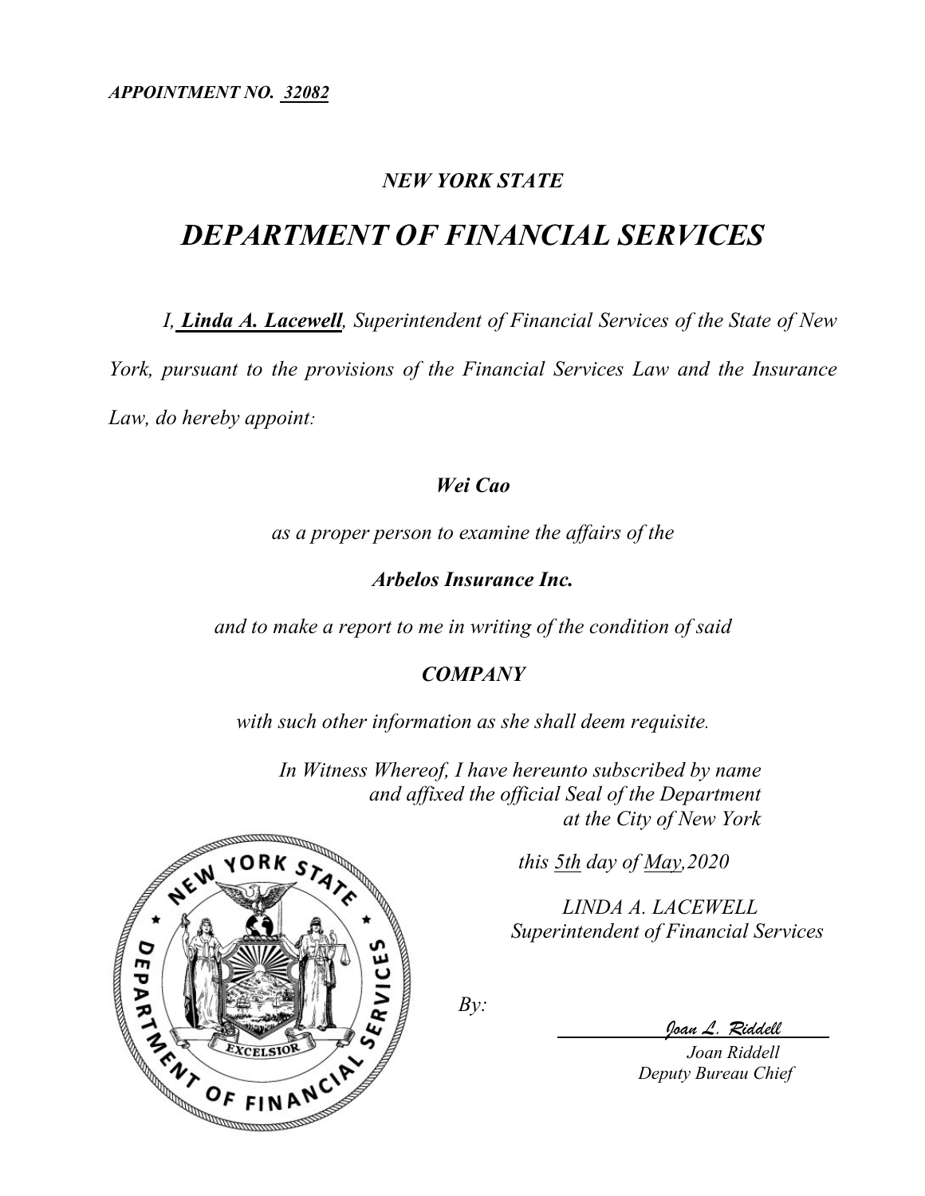*APPOINTMENT NO. 32082*

*NEW YORK STATE*

# *DEPARTMENT OF FINANCIAL SERVICES*

*I, **Linda A. Lacewell**, Superintendent of Financial Services of the State of New York, pursuant to the provisions of the Financial Services Law and the Insurance Law, do hereby appoint:*

***Wei Cao***

*as a proper person to examine the affairs of the*

***Arbelos Insurance Inc.***

*and to make a report to me in writing of the condition of said*

***COMPANY***

*with such other information as she shall deem requisite.*

*In Witness Whereof, I have hereunto subscribed by name and affixed the official Seal of the Department at the City of New York*

*this 5th day of May, 2020*

*LINDA A. LACEWELL*
*Superintendent of Financial Services*

*By:*

*Joan L. Riddell*

*Joan Riddell*
*Deputy Bureau Chief*